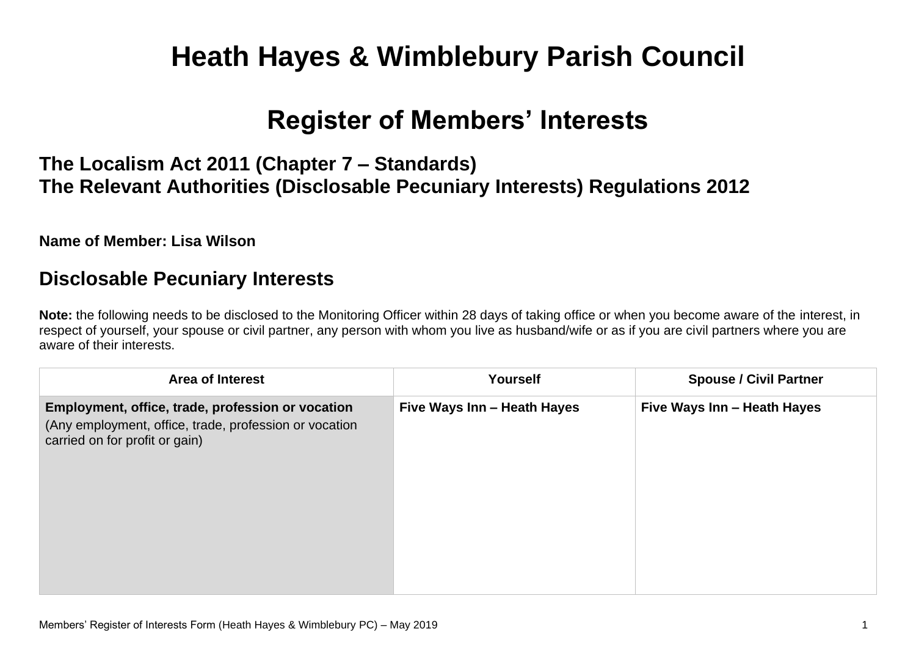# Heath Hayes & Wimblebury Parish Council

## Register of Members' Interests

### The Localism Act 2011 (Chapter 7 – Standards)
### The Relevant Authorities (Disclosable Pecuniary Interests) Regulations 2012

**Name of Member: Lisa Wilson**

## Disclosable Pecuniary Interests

**Note:** the following needs to be disclosed to the Monitoring Officer within 28 days of taking office or when you become aware of the interest, in respect of yourself, your spouse or civil partner, any person with whom you live as husband/wife or as if you are civil partners where you are aware of their interests.

| Area of Interest | Yourself | Spouse / Civil Partner |
|---|---|---|
| **Employment, office, trade, profession or vocation** (Any employment, office, trade, profession or vocation carried on for profit or gain) | **Five Ways Inn – Heath Hayes** | **Five Ways Inn – Heath Hayes** |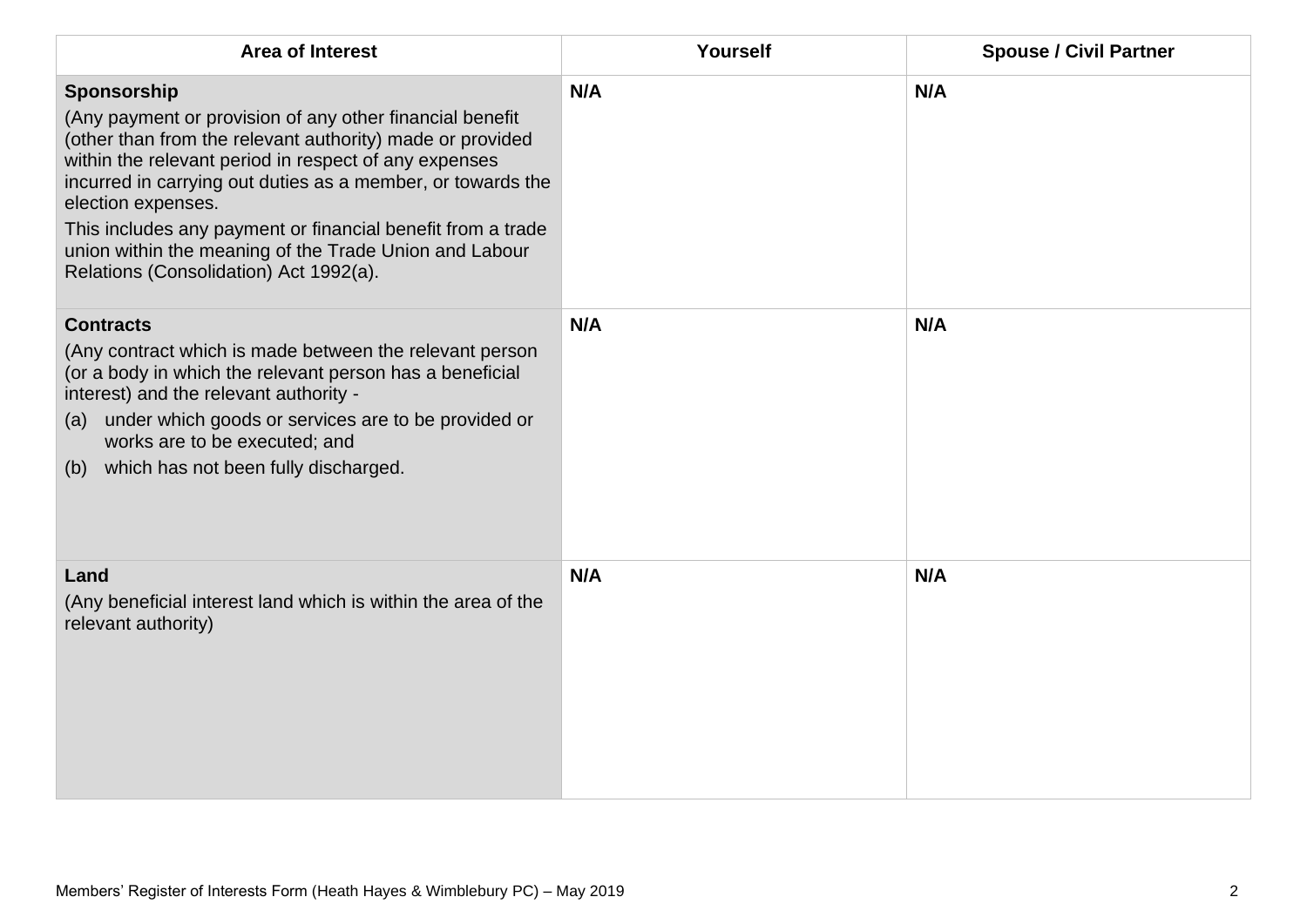| Area of Interest | Yourself | Spouse / Civil Partner |
|---|---|---|
| **Sponsorship**<br>(Any payment or provision of any other financial benefit (other than from the relevant authority) made or provided within the relevant period in respect of any expenses incurred in carrying out duties as a member, or towards the election expenses.<br>This includes any payment or financial benefit from a trade union within the meaning of the Trade Union and Labour Relations (Consolidation) Act 1992(a). | **N/A** | **N/A** |
| **Contracts**<br>(Any contract which is made between the relevant person (or a body in which the relevant person has a beneficial interest) and the relevant authority -<br>(a) under which goods or services are to be provided or works are to be executed; and<br>(b) which has not been fully discharged. | **N/A** | **N/A** |
| **Land**<br>(Any beneficial interest land which is within the area of the relevant authority) | **N/A** | **N/A** |

Members' Register of Interests Form (Heath Hayes & Wimblebury PC) – May 2019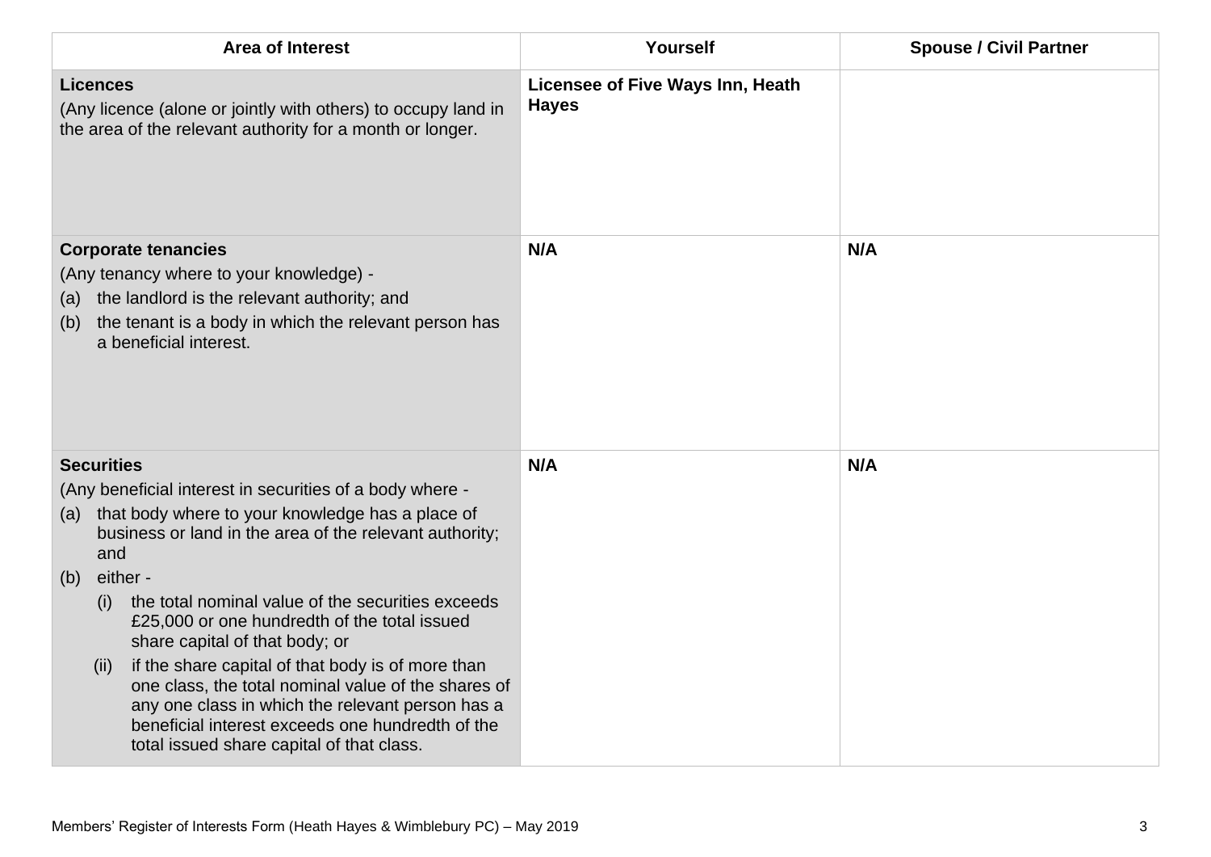| Area of Interest | Yourself | Spouse / Civil Partner |
|---|---|---|
| **Licences**<br>(Any licence (alone or jointly with others) to occupy land in the area of the relevant authority for a month or longer. | **Licensee of Five Ways Inn, Heath Hayes** | |
| **Corporate tenancies**<br>(Any tenancy where to your knowledge) -<br>(a) the landlord is the relevant authority; and<br>(b) the tenant is a body in which the relevant person has a beneficial interest. | **N/A** | **N/A** |
| **Securities**<br>(Any beneficial interest in securities of a body where -<br>(a) that body where to your knowledge has a place of business or land in the area of the relevant authority; and<br>(b) either -<br>(i) the total nominal value of the securities exceeds £25,000 or one hundredth of the total issued share capital of that body; or<br>(ii) if the share capital of that body is of more than one class, the total nominal value of the shares of any one class in which the relevant person has a beneficial interest exceeds one hundredth of the total issued share capital of that class. | **N/A** | **N/A** |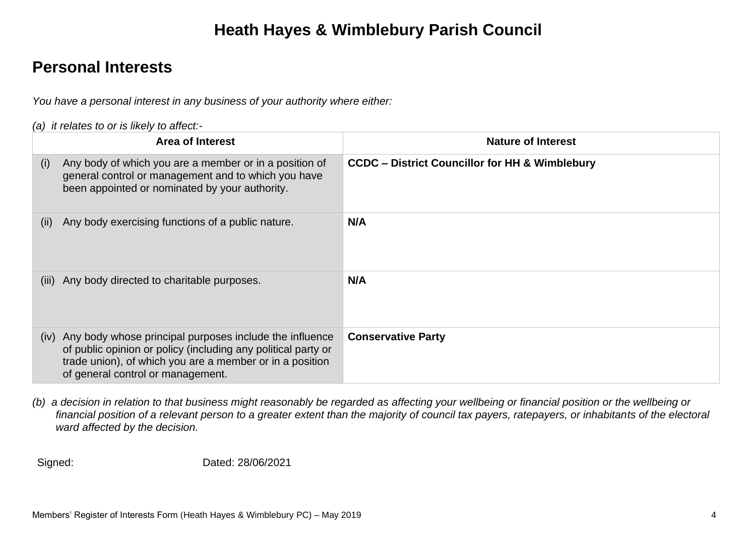# Heath Hayes & Wimblebury Parish Council

## Personal Interests

*You have a personal interest in any business of your authority where either:*

*(a) it relates to or is likely to affect:-*

| Area of Interest | Nature of Interest |
|---|---|
| (i) Any body of which you are a member or in a position of general control or management and to which you have been appointed or nominated by your authority. | **CCDC – District Councillor for HH & Wimblebury** |
| (ii) Any body exercising functions of a public nature. | **N/A** |
| (iii) Any body directed to charitable purposes. | **N/A** |
| (iv) Any body whose principal purposes include the influence of public opinion or policy (including any political party or trade union), of which you are a member or in a position of general control or management. | **Conservative Party** |

*(b) a decision in relation to that business might reasonably be regarded as affecting your wellbeing or financial position or the wellbeing or financial position of a relevant person to a greater extent than the majority of council tax payers, ratepayers, or inhabitants of the electoral ward affected by the decision.*

Signed: Dated: 28/06/2021